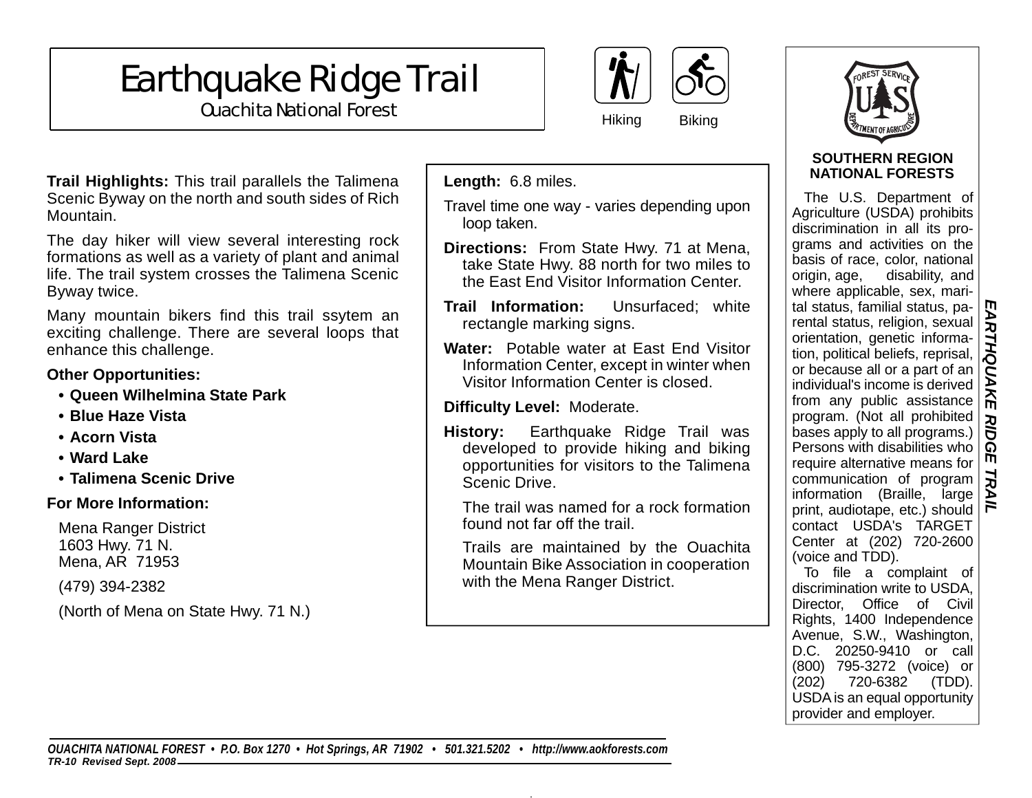# Earthquake Ridge Trail

Ouachita National Forest

Hiking Biking

**Trail Highlights:** This trail parallels the Talimena Scenic Byway on the north and south sides of Rich Mountain.

The day hiker will view several interesting rock formations as well as a variety of plant and animal life. The trail system crosses the Talimena Scenic Byway twice.

Many mountain bikers find this trail ssytem an exciting challenge. There are several loops that enhance this challenge.

**Other Opportunities:**

- **Queen Wilhelmina State Park**
- **Blue Haze Vista**
- **Acorn Vista**
- **Ward Lake**
- **Talimena Scenic Drive**

**For More Information:**

Mena Ranger District
1603 Hwy. 71 N.
Mena, AR 71953

(479) 394-2382

(North of Mena on State Hwy. 71 N.)

**Length:** 6.8 miles.

Travel time one way - varies depending upon loop taken.

**Directions:** From State Hwy. 71 at Mena, take State Hwy. 88 north for two miles to the East End Visitor Information Center.

**Trail Information:** Unsurfaced; white rectangle marking signs.

**Water:** Potable water at East End Visitor Information Center, except in winter when Visitor Information Center is closed.

**Difficulty Level:** Moderate.

**History:** Earthquake Ridge Trail was developed to provide hiking and biking opportunities for visitors to the Talimena Scenic Drive.

The trail was named for a rock formation found not far off the trail.

Trails are maintained by the Ouachita Mountain Bike Association in cooperation with the Mena Ranger District.

**SOUTHERN REGION NATIONAL FORESTS**

The U.S. Department of Agriculture (USDA) prohibits discrimination in all its programs and activities on the basis of race, color, national origin, age, disability, and where applicable, sex, marital status, familial status, parental status, religion, sexual orientation, genetic information, political beliefs, reprisal, or because all or a part of an individual's income is derived from any public assistance program. (Not all prohibited bases apply to all programs.) Persons with disabilities who require alternative means for communication of program information (Braille, large print, audiotape, etc.) should contact USDA's TARGET Center at (202) 720-2600 (voice and TDD).

To file a complaint of discrimination write to USDA, Director, Office of Civil Rights, 1400 Independence Avenue, S.W., Washington, D.C. 20250-9410 or call (800) 795-3272 (voice) or (202) 720-6382 (TDD). USDA is an equal opportunity provider and employer.

***OUACHITA NATIONAL FOREST • P.O. Box 1270 • Hot Springs, AR 71902 • 501.321.5202 • http://www.aokforests.com***

***TR-10 Revised Sept. 2008***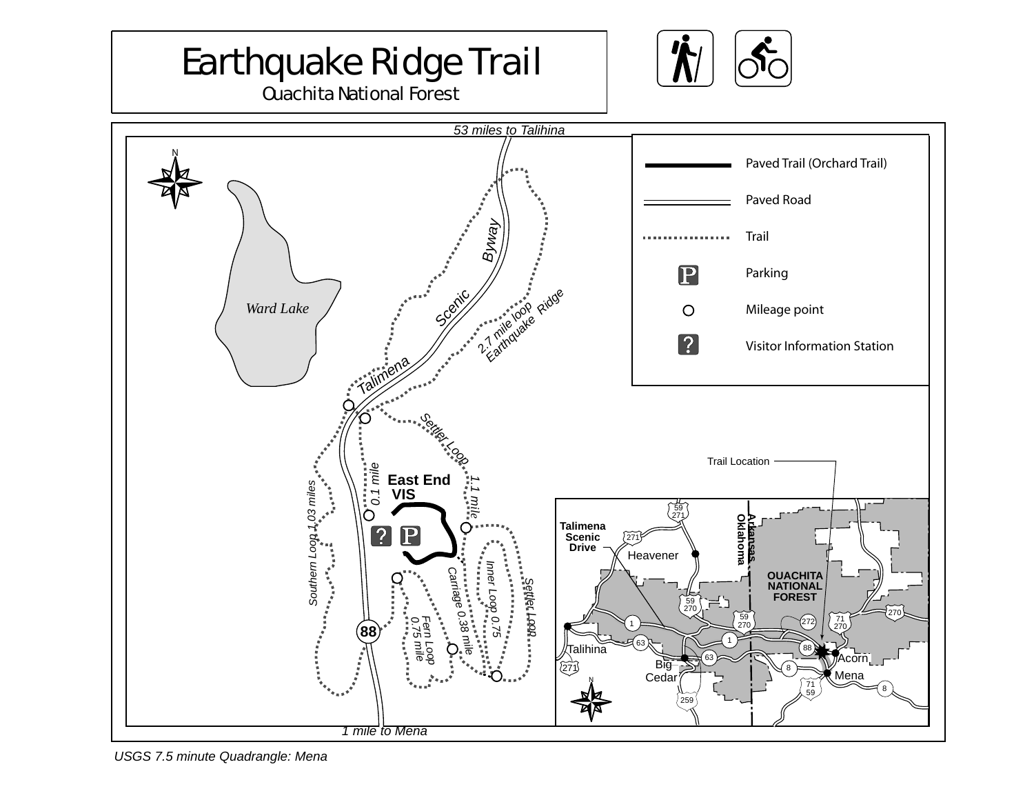# Earthquake Ridge Trail

Ouachita National Forest

53 miles to Talihina

Paved Trail (Orchard Trail)

Paved Road

Trail

Parking

Mileage point

Visitor Information Station

Ward Lake

Talimena Scenic Byway

2.7 mile loop Earthquake Ridge

Settler Loop

1.1 mile

0.1 mile

East End VIS

Southern Loop 1.03 miles

88

Inner Loop 0.75

Settler Loop

Carriage 0.38 mile

Fern Loop 0.75 mile

1 mile to Mena

Trail Location

Talimena Scenic Drive

Heavener

Arkansas

Oklahoma

OUACHITA NATIONAL FOREST

Talihina

Big Cedar

Acorn

Mena

59 271

271

59 270

59 270

272

71 270

270

1

1

63

63

88

271

8

71 59

8

259

USGS 7.5 minute Quadrangle: Mena